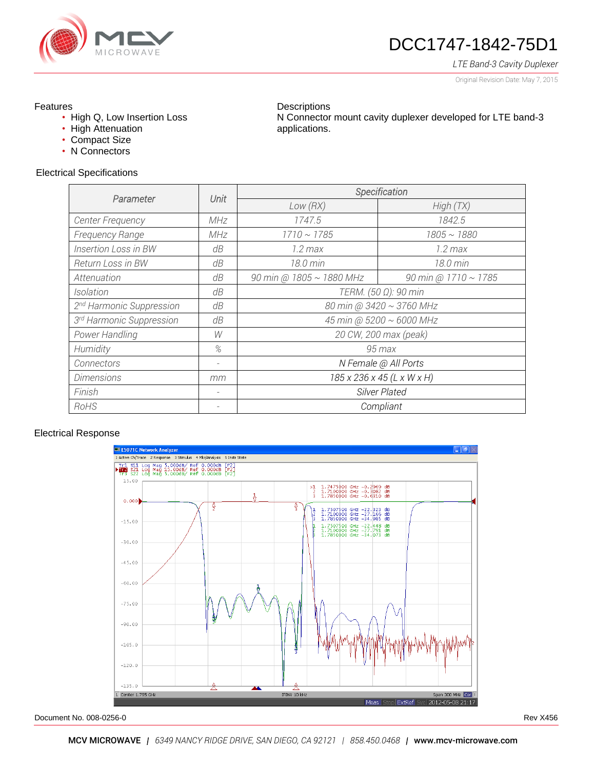# DCC1747-1842-75D1

*LTE Band-3 Cavity Duplexer*

Original Revision Date: May 7, 2015

## Features

- High Q, Low Insertion Loss
- High Attenuation
- Compact Size
- N Connectors

## Descriptions

N Connector mount cavity duplexer developed for LTE band-3 applications.

## Electrical Specifications

| Parameter | Unit | Specification | |
|---|---|---|---|
| | | Low (RX) | High (TX) |
| Center Frequency | MHz | 1747.5 | 1842.5 |
| Frequency Range | MHz | 1710 ~ 1785 | 1805 ~ 1880 |
| Insertion Loss in BW | dB | 1.2 max | 1.2 max |
| Return Loss in BW | dB | 18.0 min | 18.0 min |
| Attenuation | dB | 90 min @ 1805 ~ 1880 MHz | 90 min @ 1710 ~ 1785 |
| Isolation | dB | TERM. (50 Ω): 90 min | |
| 2nd Harmonic Suppression | dB | 80 min @ 3420 ~ 3760 MHz | |
| 3rd Harmonic Suppression | dB | 45 min @ 5200 ~ 6000 MHz | |
| Power Handling | W | 20 CW, 200 max (peak) | |
| Humidity | % | 95 max | |
| Connectors | - | N Female @ All Ports | |
| Dimensions | mm | 185 x 236 x 45 (L x W x H) | |
| Finish | - | Silver Plated | |
| RoHS | - | Compliant | |

## Electrical Response

Document No. 008-0256-0

Rev X456

**MCV MICROWAVE** | *6349 NANCY RIDGE DRIVE, SAN DIEGO, CA 92121* | *858.450.0468* | **www.mcv-microwave.com**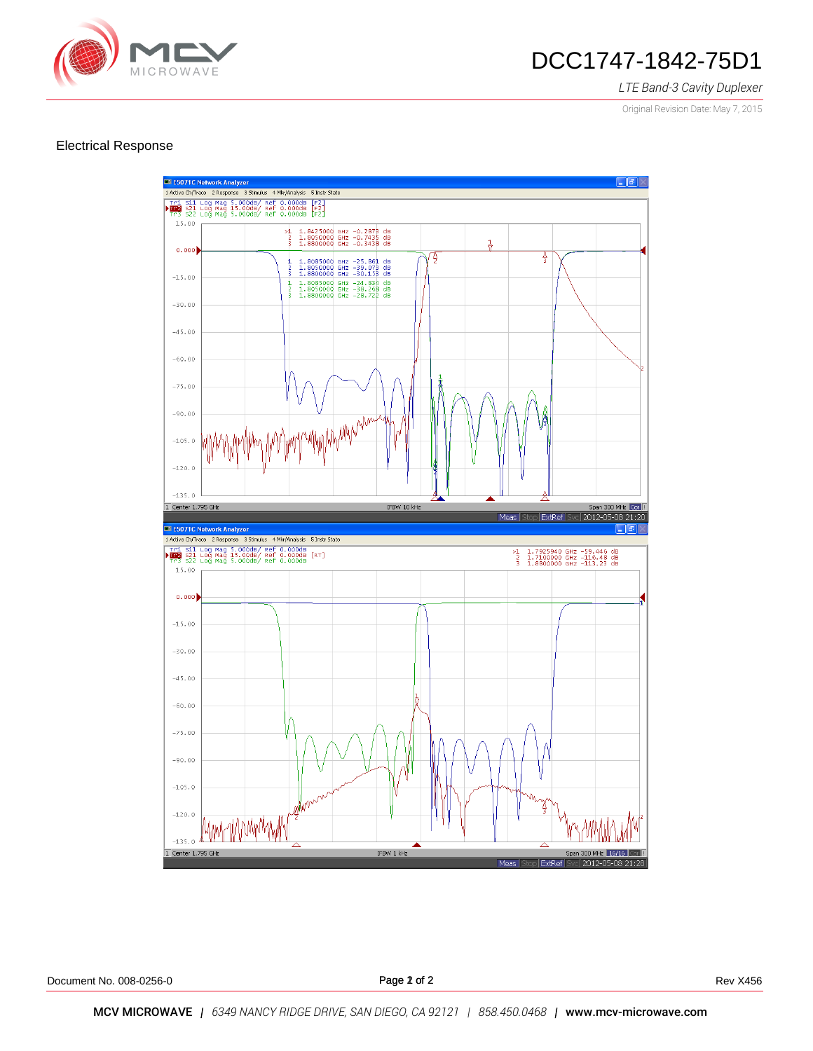DCC1747-1842-75D1

*LTE Band-3 Cavity Duplexer*

Original Revision Date: May 7, 2015

## Electrical Response

E5071C Network Analyzer

1 Active Ch/Trace 2 Response 3 Stimulus 4 Mkr/Analysis 5 Instr State

Tr1 S11 Log Mag 5.000dB/ Ref 0.000dB [F2]
Tr2 S21 Log Mag 15.00dB/ Ref 0.000dB [F2]
Tr3 S22 Log Mag 5.000dB/ Ref 0.000dB [F2]

>1 1.8425000 GHz -0.2873 dB
2 1.8050000 GHz -0.7435 dB
3 1.8800000 GHz -0.3438 dB

1 1.8085000 GHz -25.861 dB
2 1.8050000 GHz -39.073 dB
3 1.8800000 GHz -30.153 dB

1 1.8085000 GHz -24.834 dB
2 1.8050000 GHz -38.268 dB
3 1.8800000 GHz -28.722 dB

15.00, 0.000, -15.00, -30.00, -45.00, -60.00, -75.00, -90.00, -105.0, -120.0, -135.0

1 Center 1.795 GHz IFBW 10 kHz Span 300 MHz

Meas Stop ExtRef Svc 2012-05-08 21:20

E5071C Network Analyzer

1 Active Ch/Trace 2 Response 3 Stimulus 4 Mkr/Analysis 5 Instr State

Tr1 S11 Log Mag 5.000dB/ Ref 0.000dB
Tr2 S21 Log Mag 15.00dB/ Ref 0.000dB [RT]
Tr3 S22 Log Mag 5.000dB/ Ref 0.000dB

>1 1.7925940 GHz -59.446 dB
2 1.7100000 GHz -116.48 dB
3 1.8800000 GHz -113.23 dB

15.00, 0.000, -15.00, -30.00, -45.00, -60.00, -75.00, -90.00, -105.0, -120.0, -135.0

1 Center 1.795 GHz IFBW 1 kHz Span 300 MHz 16/16

Meas Stop ExtRef Svc 2012-05-08 21:28

Document No. 008-0256-0 Rev X456

**MCV MICROWAVE** | *6349 NANCY RIDGE DRIVE, SAN DIEGO, CA 92121* | *858.450.0468* | **www.mcv-microwave.com**